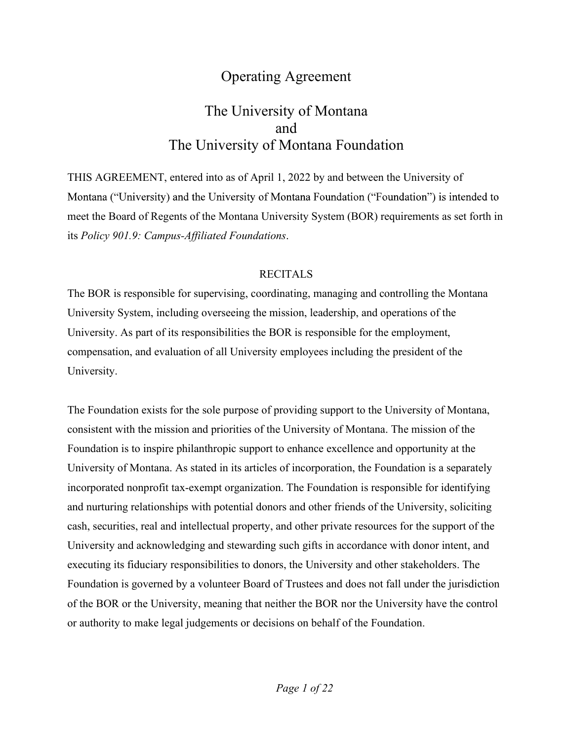# Operating Agreement

## The University of Montana
## and
## The University of Montana Foundation

THIS AGREEMENT, entered into as of April 1, 2022 by and between the University of Montana ("University) and the University of Montana Foundation ("Foundation") is intended to meet the Board of Regents of the Montana University System (BOR) requirements as set forth in its *Policy 901.9: Campus-Affiliated Foundations*.

### RECITALS

The BOR is responsible for supervising, coordinating, managing and controlling the Montana University System, including overseeing the mission, leadership, and operations of the University. As part of its responsibilities the BOR is responsible for the employment, compensation, and evaluation of all University employees including the president of the University.

The Foundation exists for the sole purpose of providing support to the University of Montana, consistent with the mission and priorities of the University of Montana. The mission of the Foundation is to inspire philanthropic support to enhance excellence and opportunity at the University of Montana. As stated in its articles of incorporation, the Foundation is a separately incorporated nonprofit tax-exempt organization. The Foundation is responsible for identifying and nurturing relationships with potential donors and other friends of the University, soliciting cash, securities, real and intellectual property, and other private resources for the support of the University and acknowledging and stewarding such gifts in accordance with donor intent, and executing its fiduciary responsibilities to donors, the University and other stakeholders. The Foundation is governed by a volunteer Board of Trustees and does not fall under the jurisdiction of the BOR or the University, meaning that neither the BOR nor the University have the control or authority to make legal judgements or decisions on behalf of the Foundation.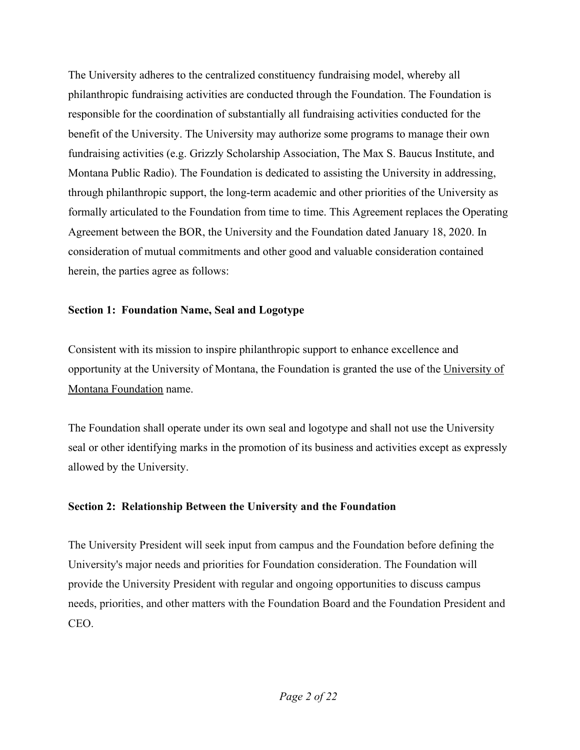The University adheres to the centralized constituency fundraising model, whereby all philanthropic fundraising activities are conducted through the Foundation. The Foundation is responsible for the coordination of substantially all fundraising activities conducted for the benefit of the University. The University may authorize some programs to manage their own fundraising activities (e.g. Grizzly Scholarship Association, The Max S. Baucus Institute, and Montana Public Radio). The Foundation is dedicated to assisting the University in addressing, through philanthropic support, the long-term academic and other priorities of the University as formally articulated to the Foundation from time to time. This Agreement replaces the Operating Agreement between the BOR, the University and the Foundation dated January 18, 2020. In consideration of mutual commitments and other good and valuable consideration contained herein, the parties agree as follows:

**Section 1: Foundation Name, Seal and Logotype**

Consistent with its mission to inspire philanthropic support to enhance excellence and opportunity at the University of Montana, the Foundation is granted the use of the <u>University of Montana Foundation</u> name.

The Foundation shall operate under its own seal and logotype and shall not use the University seal or other identifying marks in the promotion of its business and activities except as expressly allowed by the University.

**Section 2: Relationship Between the University and the Foundation**

The University President will seek input from campus and the Foundation before defining the University's major needs and priorities for Foundation consideration. The Foundation will provide the University President with regular and ongoing opportunities to discuss campus needs, priorities, and other matters with the Foundation Board and the Foundation President and CEO.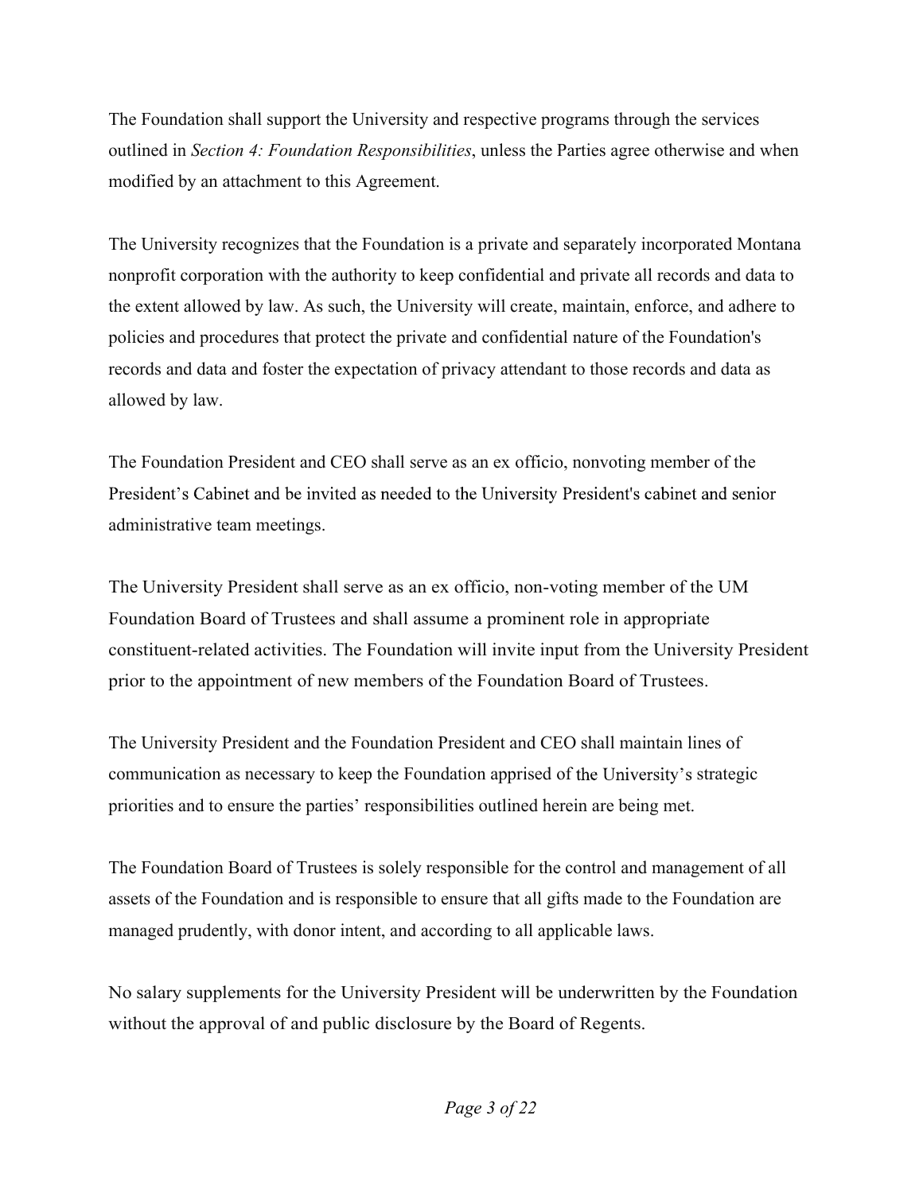The Foundation shall support the University and respective programs through the services outlined in *Section 4: Foundation Responsibilities*, unless the Parties agree otherwise and when modified by an attachment to this Agreement.

The University recognizes that the Foundation is a private and separately incorporated Montana nonprofit corporation with the authority to keep confidential and private all records and data to the extent allowed by law. As such, the University will create, maintain, enforce, and adhere to policies and procedures that protect the private and confidential nature of the Foundation's records and data and foster the expectation of privacy attendant to those records and data as allowed by law.

The Foundation President and CEO shall serve as an ex officio, nonvoting member of the President's Cabinet and be invited as needed to the University President's cabinet and senior administrative team meetings.

The University President shall serve as an ex officio, non-voting member of the UM Foundation Board of Trustees and shall assume a prominent role in appropriate constituent-related activities. The Foundation will invite input from the University President prior to the appointment of new members of the Foundation Board of Trustees.

The University President and the Foundation President and CEO shall maintain lines of communication as necessary to keep the Foundation apprised of the University's strategic priorities and to ensure the parties' responsibilities outlined herein are being met.

The Foundation Board of Trustees is solely responsible for the control and management of all assets of the Foundation and is responsible to ensure that all gifts made to the Foundation are managed prudently, with donor intent, and according to all applicable laws.

No salary supplements for the University President will be underwritten by the Foundation without the approval of and public disclosure by the Board of Regents.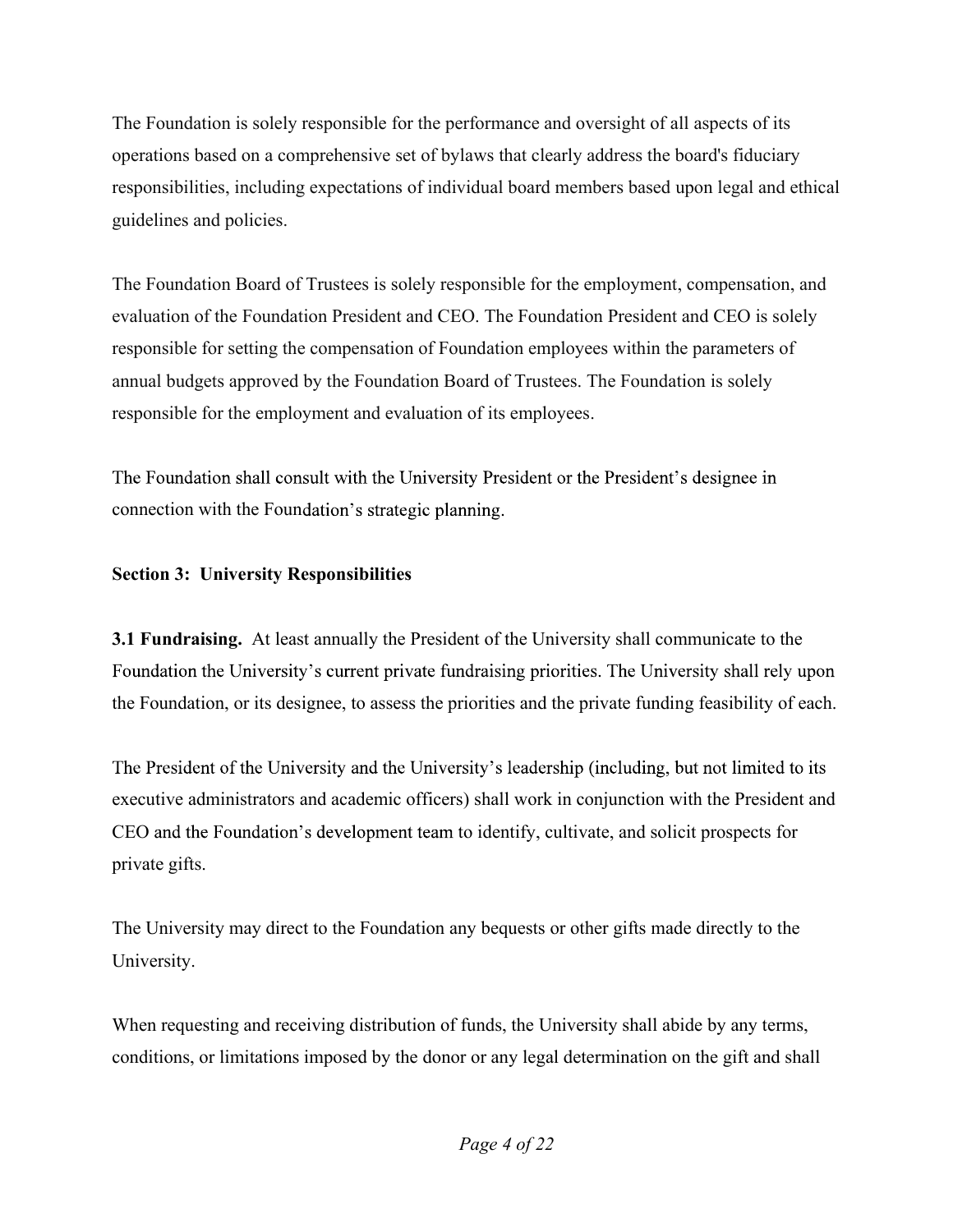The Foundation is solely responsible for the performance and oversight of all aspects of its operations based on a comprehensive set of bylaws that clearly address the board's fiduciary responsibilities, including expectations of individual board members based upon legal and ethical guidelines and policies.

The Foundation Board of Trustees is solely responsible for the employment, compensation, and evaluation of the Foundation President and CEO. The Foundation President and CEO is solely responsible for setting the compensation of Foundation employees within the parameters of annual budgets approved by the Foundation Board of Trustees. The Foundation is solely responsible for the employment and evaluation of its employees.

The Foundation shall consult with the University President or the President's designee in connection with the Foundation's strategic planning.

### Section 3: University Responsibilities

**3.1 Fundraising.** At least annually the President of the University shall communicate to the Foundation the University's current private fundraising priorities. The University shall rely upon the Foundation, or its designee, to assess the priorities and the private funding feasibility of each.

The President of the University and the University's leadership (including, but not limited to its executive administrators and academic officers) shall work in conjunction with the President and CEO and the Foundation's development team to identify, cultivate, and solicit prospects for private gifts.

The University may direct to the Foundation any bequests or other gifts made directly to the University.

When requesting and receiving distribution of funds, the University shall abide by any terms, conditions, or limitations imposed by the donor or any legal determination on the gift and shall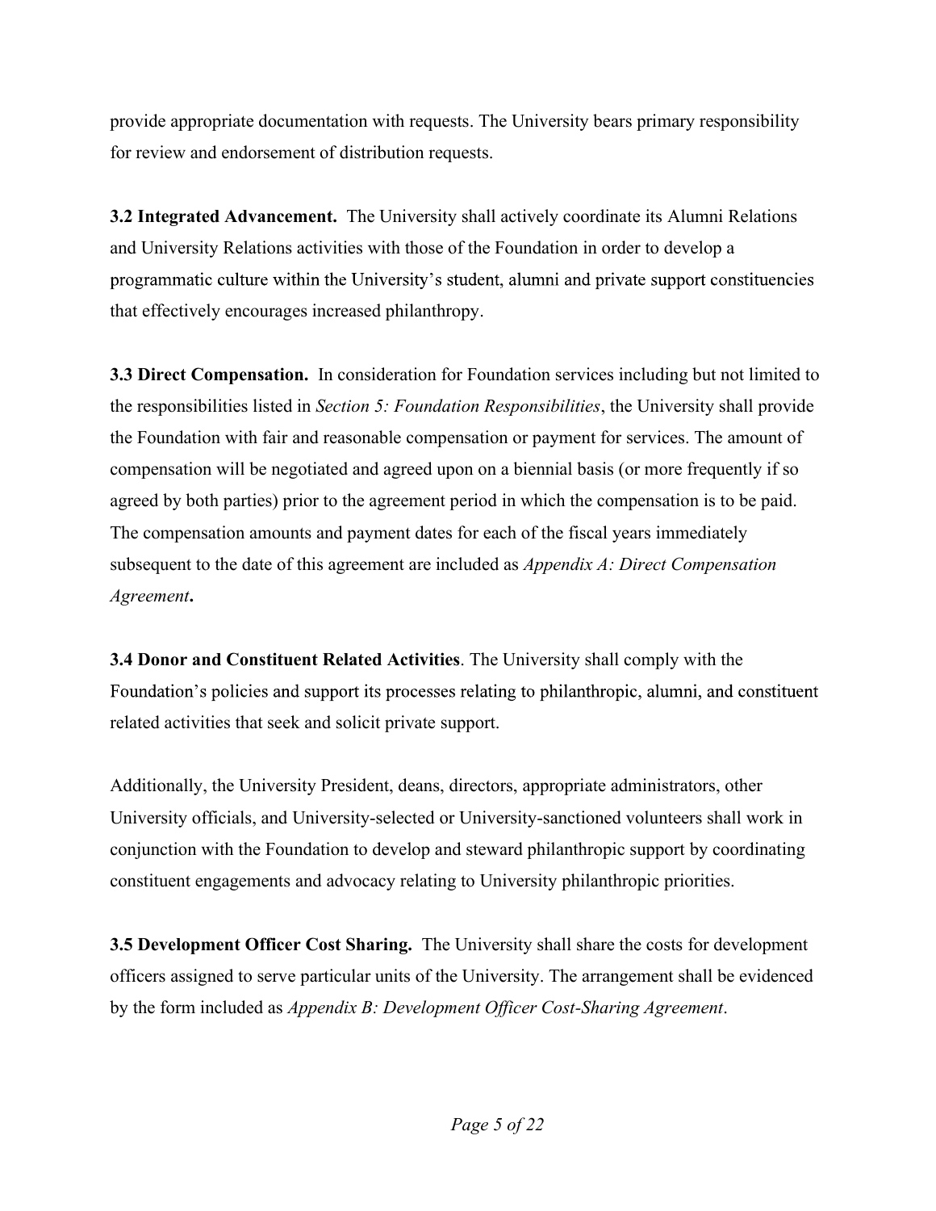provide appropriate documentation with requests. The University bears primary responsibility for review and endorsement of distribution requests.

**3.2 Integrated Advancement.** The University shall actively coordinate its Alumni Relations and University Relations activities with those of the Foundation in order to develop a programmatic culture within the University's student, alumni and private support constituencies that effectively encourages increased philanthropy.

**3.3 Direct Compensation.** In consideration for Foundation services including but not limited to the responsibilities listed in *Section 5: Foundation Responsibilities*, the University shall provide the Foundation with fair and reasonable compensation or payment for services. The amount of compensation will be negotiated and agreed upon on a biennial basis (or more frequently if so agreed by both parties) prior to the agreement period in which the compensation is to be paid. The compensation amounts and payment dates for each of the fiscal years immediately subsequent to the date of this agreement are included as *Appendix A: Direct Compensation Agreement***.**

**3.4 Donor and Constituent Related Activities**. The University shall comply with the Foundation's policies and support its processes relating to philanthropic, alumni, and constituent related activities that seek and solicit private support.

Additionally, the University President, deans, directors, appropriate administrators, other University officials, and University-selected or University-sanctioned volunteers shall work in conjunction with the Foundation to develop and steward philanthropic support by coordinating constituent engagements and advocacy relating to University philanthropic priorities.

**3.5 Development Officer Cost Sharing.** The University shall share the costs for development officers assigned to serve particular units of the University. The arrangement shall be evidenced by the form included as *Appendix B: Development Officer Cost-Sharing Agreement*.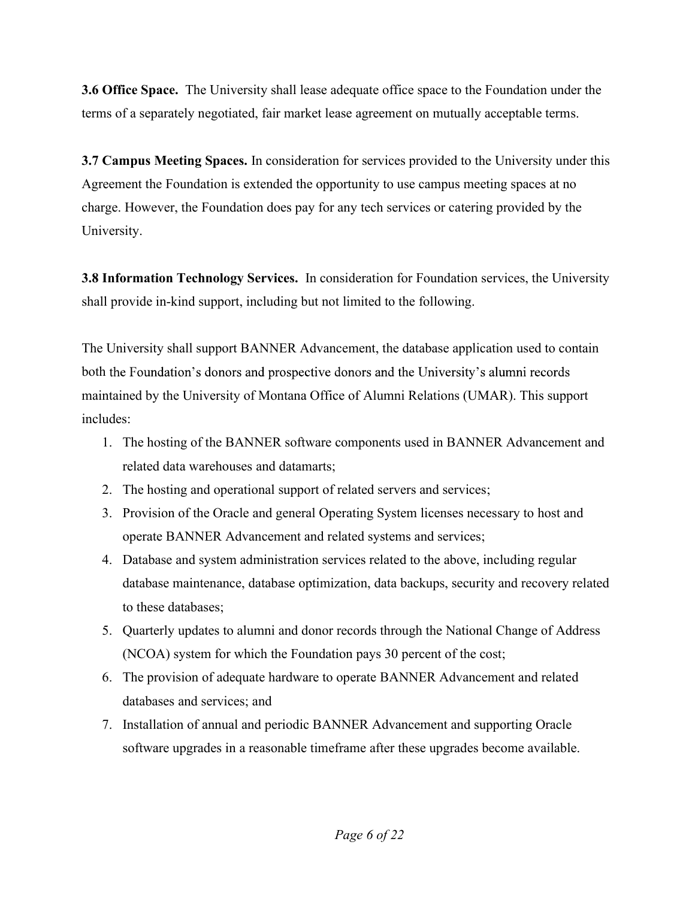**3.6 Office Space.** The University shall lease adequate office space to the Foundation under the terms of a separately negotiated, fair market lease agreement on mutually acceptable terms.

**3.7 Campus Meeting Spaces.** In consideration for services provided to the University under this Agreement the Foundation is extended the opportunity to use campus meeting spaces at no charge. However, the Foundation does pay for any tech services or catering provided by the University.

**3.8 Information Technology Services.** In consideration for Foundation services, the University shall provide in-kind support, including but not limited to the following.

The University shall support BANNER Advancement, the database application used to contain both the Foundation's donors and prospective donors and the University's alumni records maintained by the University of Montana Office of Alumni Relations (UMAR). This support includes:

1. The hosting of the BANNER software components used in BANNER Advancement and related data warehouses and datamarts;
2. The hosting and operational support of related servers and services;
3. Provision of the Oracle and general Operating System licenses necessary to host and operate BANNER Advancement and related systems and services;
4. Database and system administration services related to the above, including regular database maintenance, database optimization, data backups, security and recovery related to these databases;
5. Quarterly updates to alumni and donor records through the National Change of Address (NCOA) system for which the Foundation pays 30 percent of the cost;
6. The provision of adequate hardware to operate BANNER Advancement and related databases and services; and
7. Installation of annual and periodic BANNER Advancement and supporting Oracle software upgrades in a reasonable timeframe after these upgrades become available.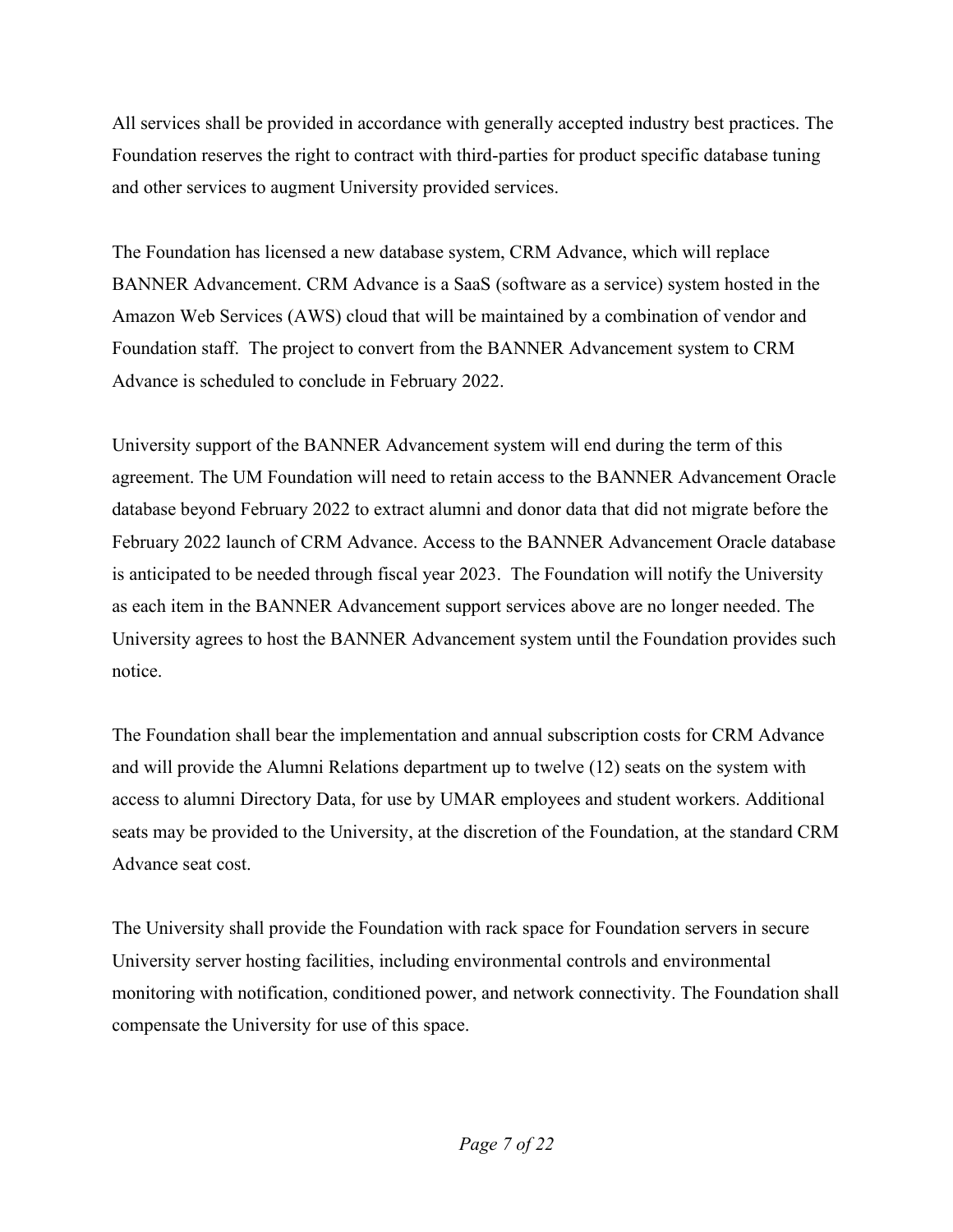All services shall be provided in accordance with generally accepted industry best practices. The Foundation reserves the right to contract with third-parties for product specific database tuning and other services to augment University provided services.

The Foundation has licensed a new database system, CRM Advance, which will replace BANNER Advancement. CRM Advance is a SaaS (software as a service) system hosted in the Amazon Web Services (AWS) cloud that will be maintained by a combination of vendor and Foundation staff. The project to convert from the BANNER Advancement system to CRM Advance is scheduled to conclude in February 2022.

University support of the BANNER Advancement system will end during the term of this agreement. The UM Foundation will need to retain access to the BANNER Advancement Oracle database beyond February 2022 to extract alumni and donor data that did not migrate before the February 2022 launch of CRM Advance. Access to the BANNER Advancement Oracle database is anticipated to be needed through fiscal year 2023. The Foundation will notify the University as each item in the BANNER Advancement support services above are no longer needed. The University agrees to host the BANNER Advancement system until the Foundation provides such notice.

The Foundation shall bear the implementation and annual subscription costs for CRM Advance and will provide the Alumni Relations department up to twelve (12) seats on the system with access to alumni Directory Data, for use by UMAR employees and student workers. Additional seats may be provided to the University, at the discretion of the Foundation, at the standard CRM Advance seat cost.

The University shall provide the Foundation with rack space for Foundation servers in secure University server hosting facilities, including environmental controls and environmental monitoring with notification, conditioned power, and network connectivity. The Foundation shall compensate the University for use of this space.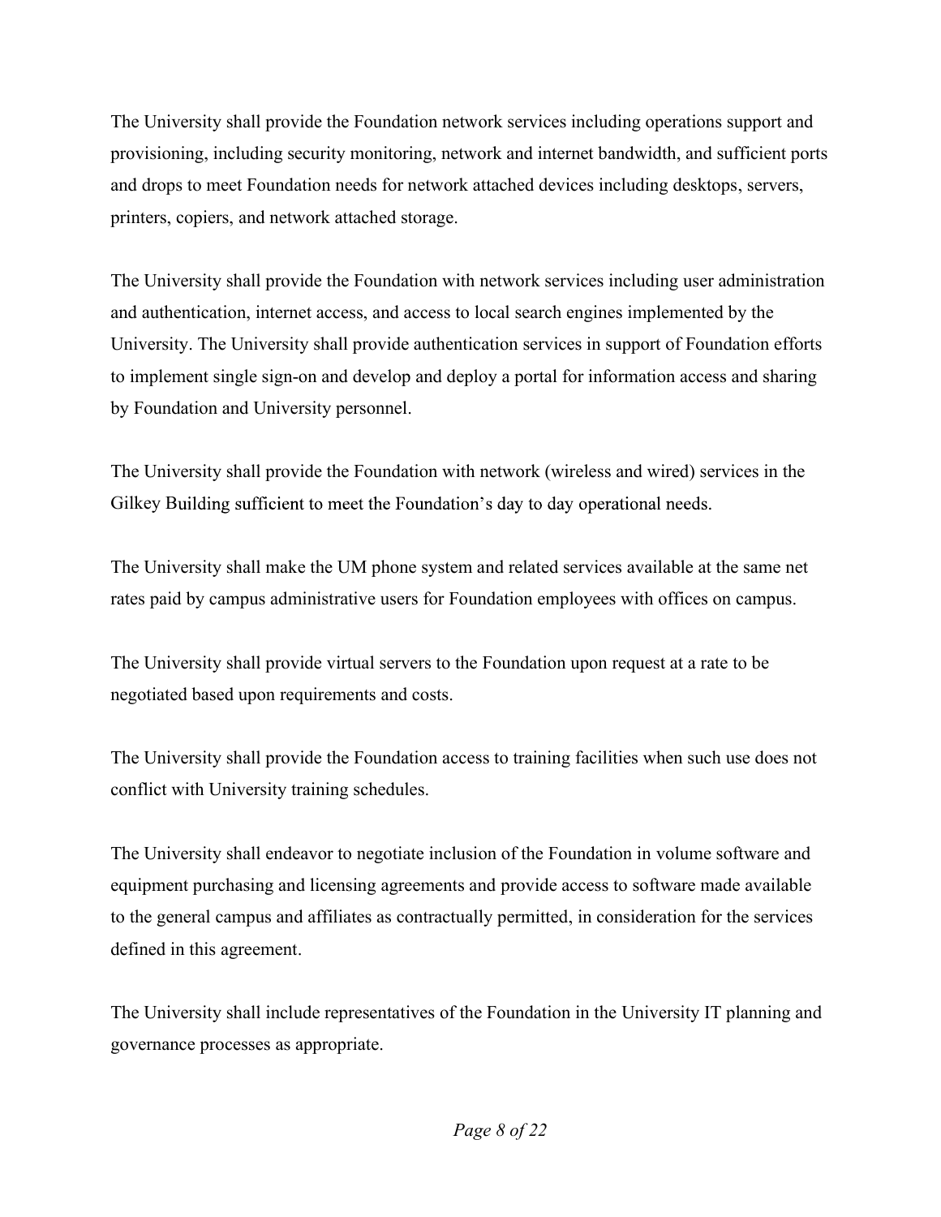The University shall provide the Foundation network services including operations support and provisioning, including security monitoring, network and internet bandwidth, and sufficient ports and drops to meet Foundation needs for network attached devices including desktops, servers, printers, copiers, and network attached storage.

The University shall provide the Foundation with network services including user administration and authentication, internet access, and access to local search engines implemented by the University. The University shall provide authentication services in support of Foundation efforts to implement single sign-on and develop and deploy a portal for information access and sharing by Foundation and University personnel.

The University shall provide the Foundation with network (wireless and wired) services in the Gilkey Building sufficient to meet the Foundation's day to day operational needs.

The University shall make the UM phone system and related services available at the same net rates paid by campus administrative users for Foundation employees with offices on campus.

The University shall provide virtual servers to the Foundation upon request at a rate to be negotiated based upon requirements and costs.

The University shall provide the Foundation access to training facilities when such use does not conflict with University training schedules.

The University shall endeavor to negotiate inclusion of the Foundation in volume software and equipment purchasing and licensing agreements and provide access to software made available to the general campus and affiliates as contractually permitted, in consideration for the services defined in this agreement.

The University shall include representatives of the Foundation in the University IT planning and governance processes as appropriate.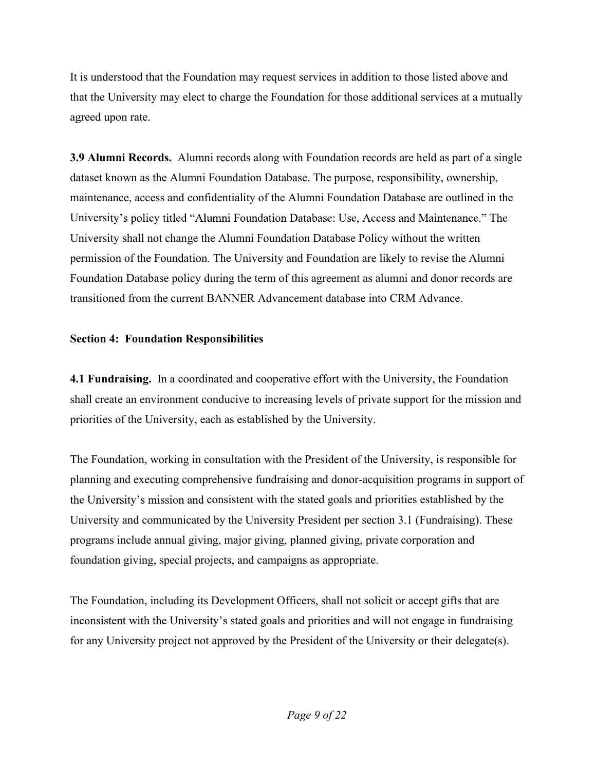It is understood that the Foundation may request services in addition to those listed above and that the University may elect to charge the Foundation for those additional services at a mutually agreed upon rate.

**3.9 Alumni Records.** Alumni records along with Foundation records are held as part of a single dataset known as the Alumni Foundation Database. The purpose, responsibility, ownership, maintenance, access and confidentiality of the Alumni Foundation Database are outlined in the University's policy titled "Alumni Foundation Database: Use, Access and Maintenance." The University shall not change the Alumni Foundation Database Policy without the written permission of the Foundation. The University and Foundation are likely to revise the Alumni Foundation Database policy during the term of this agreement as alumni and donor records are transitioned from the current BANNER Advancement database into CRM Advance.

## Section 4: Foundation Responsibilities

**4.1 Fundraising.** In a coordinated and cooperative effort with the University, the Foundation shall create an environment conducive to increasing levels of private support for the mission and priorities of the University, each as established by the University.

The Foundation, working in consultation with the President of the University, is responsible for planning and executing comprehensive fundraising and donor-acquisition programs in support of the University's mission and consistent with the stated goals and priorities established by the University and communicated by the University President per section 3.1 (Fundraising). These programs include annual giving, major giving, planned giving, private corporation and foundation giving, special projects, and campaigns as appropriate.

The Foundation, including its Development Officers, shall not solicit or accept gifts that are inconsistent with the University's stated goals and priorities and will not engage in fundraising for any University project not approved by the President of the University or their delegate(s).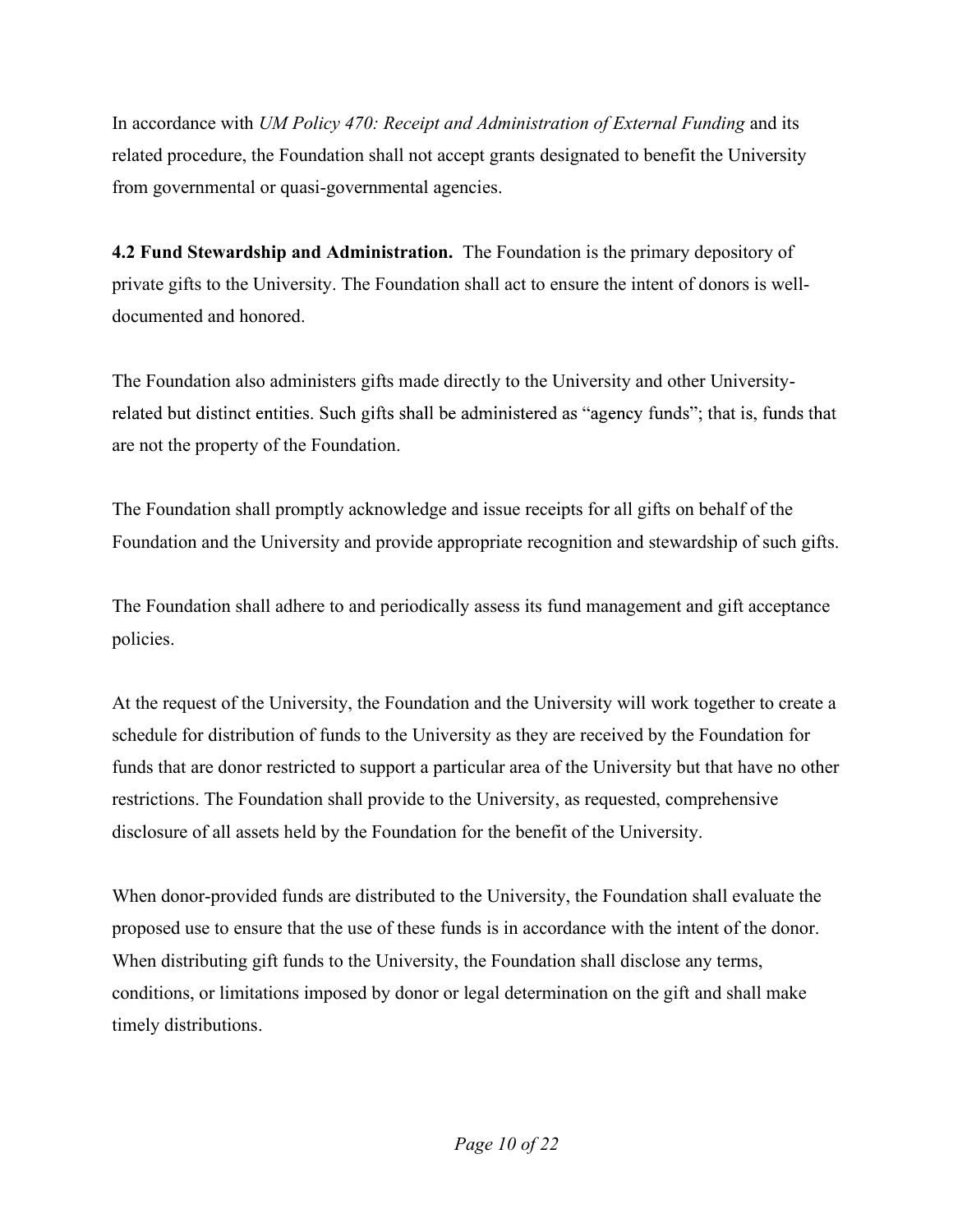In accordance with *UM Policy 470: Receipt and Administration of External Funding* and its related procedure, the Foundation shall not accept grants designated to benefit the University from governmental or quasi-governmental agencies.

**4.2 Fund Stewardship and Administration.** The Foundation is the primary depository of private gifts to the University. The Foundation shall act to ensure the intent of donors is well-documented and honored.

The Foundation also administers gifts made directly to the University and other University-related but distinct entities. Such gifts shall be administered as "agency funds"; that is, funds that are not the property of the Foundation.

The Foundation shall promptly acknowledge and issue receipts for all gifts on behalf of the Foundation and the University and provide appropriate recognition and stewardship of such gifts.

The Foundation shall adhere to and periodically assess its fund management and gift acceptance policies.

At the request of the University, the Foundation and the University will work together to create a schedule for distribution of funds to the University as they are received by the Foundation for funds that are donor restricted to support a particular area of the University but that have no other restrictions. The Foundation shall provide to the University, as requested, comprehensive disclosure of all assets held by the Foundation for the benefit of the University.

When donor-provided funds are distributed to the University, the Foundation shall evaluate the proposed use to ensure that the use of these funds is in accordance with the intent of the donor. When distributing gift funds to the University, the Foundation shall disclose any terms, conditions, or limitations imposed by donor or legal determination on the gift and shall make timely distributions.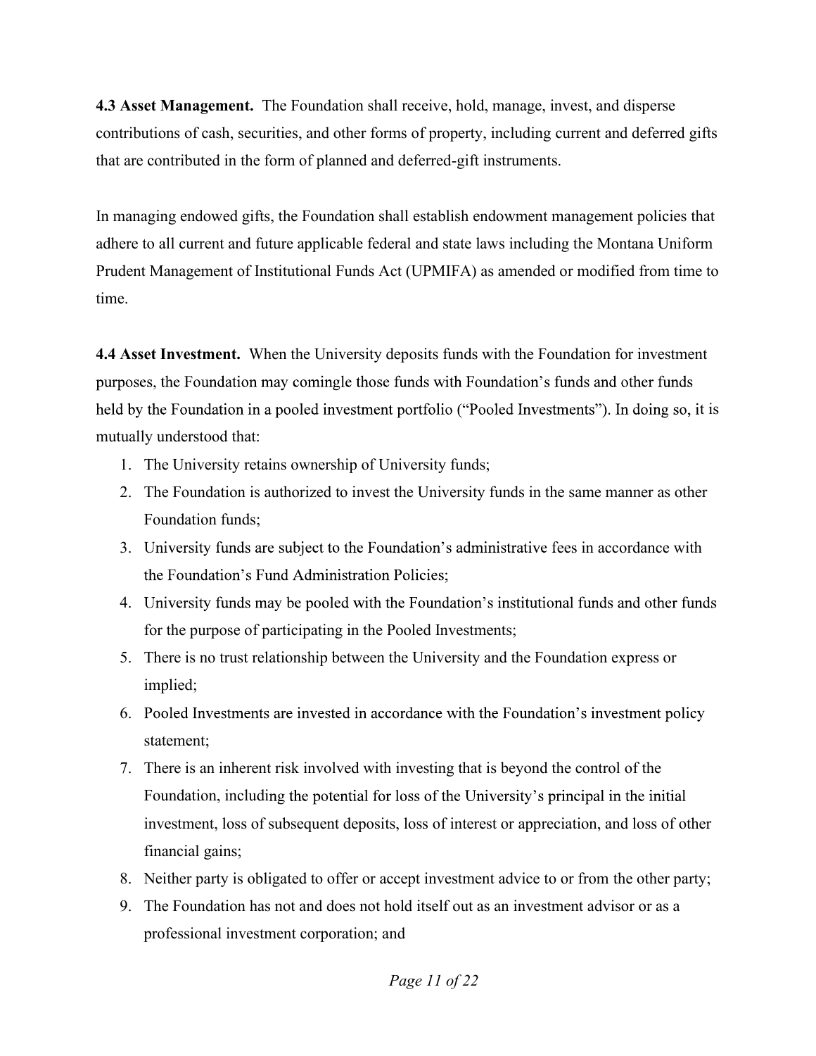**4.3 Asset Management.** The Foundation shall receive, hold, manage, invest, and disperse contributions of cash, securities, and other forms of property, including current and deferred gifts that are contributed in the form of planned and deferred-gift instruments.

In managing endowed gifts, the Foundation shall establish endowment management policies that adhere to all current and future applicable federal and state laws including the Montana Uniform Prudent Management of Institutional Funds Act (UPMIFA) as amended or modified from time to time.

**4.4 Asset Investment.** When the University deposits funds with the Foundation for investment purposes, the Foundation may comingle those funds with Foundation's funds and other funds held by the Foundation in a pooled investment portfolio ("Pooled Investments"). In doing so, it is mutually understood that:

1. The University retains ownership of University funds;
2. The Foundation is authorized to invest the University funds in the same manner as other Foundation funds;
3. University funds are subject to the Foundation's administrative fees in accordance with the Foundation's Fund Administration Policies;
4. University funds may be pooled with the Foundation's institutional funds and other funds for the purpose of participating in the Pooled Investments;
5. There is no trust relationship between the University and the Foundation express or implied;
6. Pooled Investments are invested in accordance with the Foundation's investment policy statement;
7. There is an inherent risk involved with investing that is beyond the control of the Foundation, including the potential for loss of the University's principal in the initial investment, loss of subsequent deposits, loss of interest or appreciation, and loss of other financial gains;
8. Neither party is obligated to offer or accept investment advice to or from the other party;
9. The Foundation has not and does not hold itself out as an investment advisor or as a professional investment corporation; and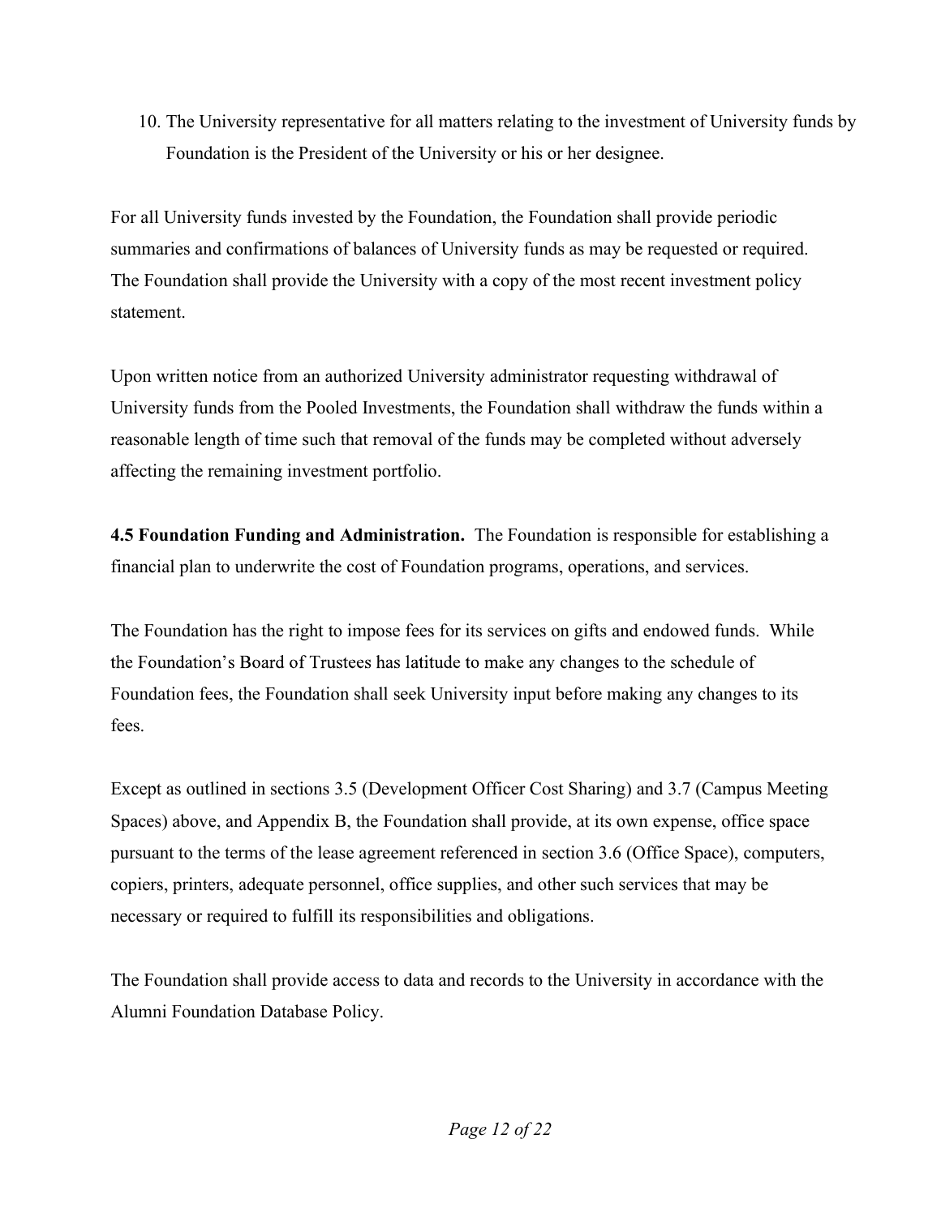10. The University representative for all matters relating to the investment of University funds by Foundation is the President of the University or his or her designee.

For all University funds invested by the Foundation, the Foundation shall provide periodic summaries and confirmations of balances of University funds as may be requested or required. The Foundation shall provide the University with a copy of the most recent investment policy statement.

Upon written notice from an authorized University administrator requesting withdrawal of University funds from the Pooled Investments, the Foundation shall withdraw the funds within a reasonable length of time such that removal of the funds may be completed without adversely affecting the remaining investment portfolio.

**4.5 Foundation Funding and Administration.** The Foundation is responsible for establishing a financial plan to underwrite the cost of Foundation programs, operations, and services.

The Foundation has the right to impose fees for its services on gifts and endowed funds. While the Foundation's Board of Trustees has latitude to make any changes to the schedule of Foundation fees, the Foundation shall seek University input before making any changes to its fees.

Except as outlined in sections 3.5 (Development Officer Cost Sharing) and 3.7 (Campus Meeting Spaces) above, and Appendix B, the Foundation shall provide, at its own expense, office space pursuant to the terms of the lease agreement referenced in section 3.6 (Office Space), computers, copiers, printers, adequate personnel, office supplies, and other such services that may be necessary or required to fulfill its responsibilities and obligations.

The Foundation shall provide access to data and records to the University in accordance with the Alumni Foundation Database Policy.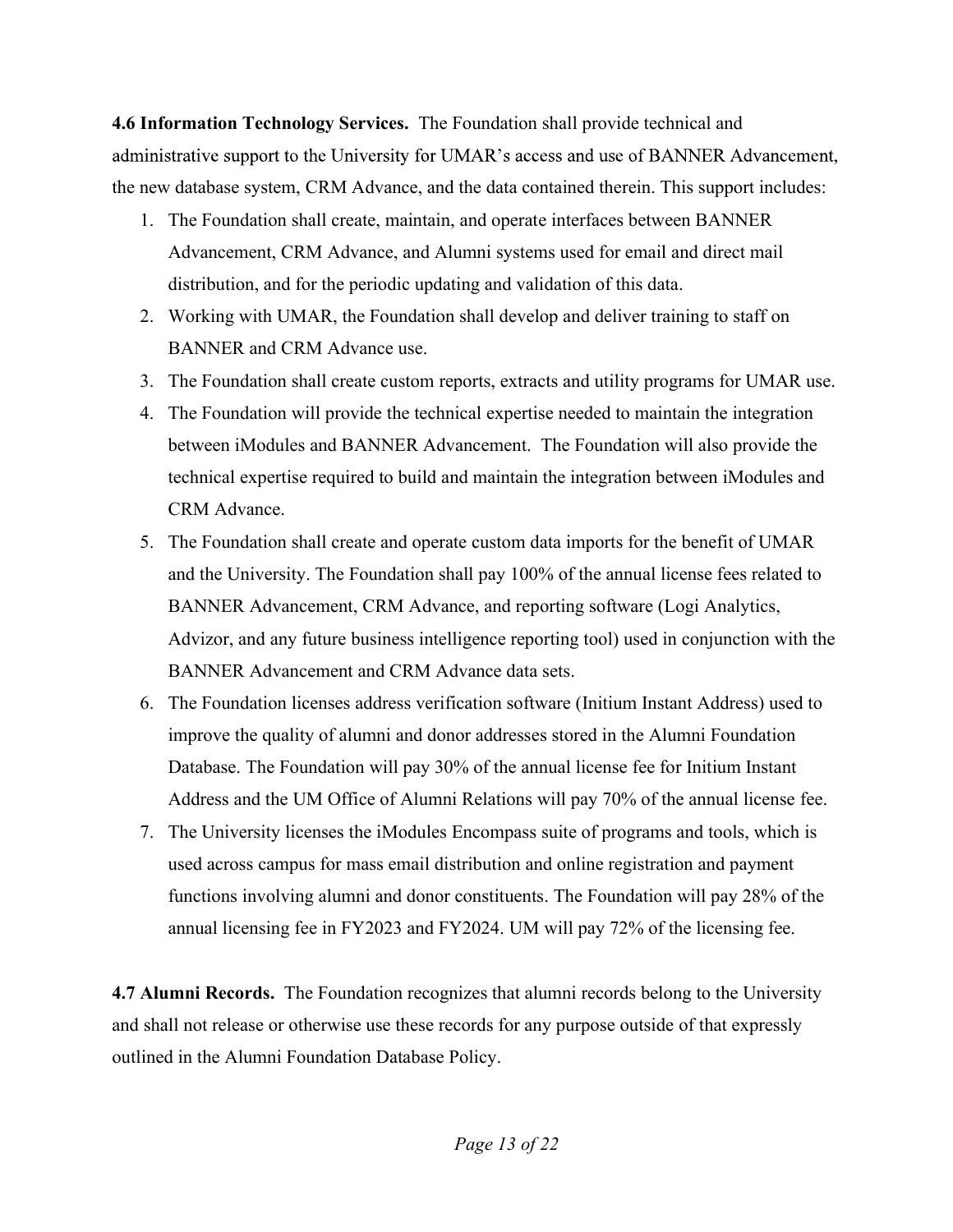**4.6 Information Technology Services.** The Foundation shall provide technical and administrative support to the University for UMAR's access and use of BANNER Advancement, the new database system, CRM Advance, and the data contained therein. This support includes:

1. The Foundation shall create, maintain, and operate interfaces between BANNER Advancement, CRM Advance, and Alumni systems used for email and direct mail distribution, and for the periodic updating and validation of this data.
2. Working with UMAR, the Foundation shall develop and deliver training to staff on BANNER and CRM Advance use.
3. The Foundation shall create custom reports, extracts and utility programs for UMAR use.
4. The Foundation will provide the technical expertise needed to maintain the integration between iModules and BANNER Advancement. The Foundation will also provide the technical expertise required to build and maintain the integration between iModules and CRM Advance.
5. The Foundation shall create and operate custom data imports for the benefit of UMAR and the University. The Foundation shall pay 100% of the annual license fees related to BANNER Advancement, CRM Advance, and reporting software (Logi Analytics, Advizor, and any future business intelligence reporting tool) used in conjunction with the BANNER Advancement and CRM Advance data sets.
6. The Foundation licenses address verification software (Initium Instant Address) used to improve the quality of alumni and donor addresses stored in the Alumni Foundation Database. The Foundation will pay 30% of the annual license fee for Initium Instant Address and the UM Office of Alumni Relations will pay 70% of the annual license fee.
7. The University licenses the iModules Encompass suite of programs and tools, which is used across campus for mass email distribution and online registration and payment functions involving alumni and donor constituents. The Foundation will pay 28% of the annual licensing fee in FY2023 and FY2024. UM will pay 72% of the licensing fee.

**4.7 Alumni Records.** The Foundation recognizes that alumni records belong to the University and shall not release or otherwise use these records for any purpose outside of that expressly outlined in the Alumni Foundation Database Policy.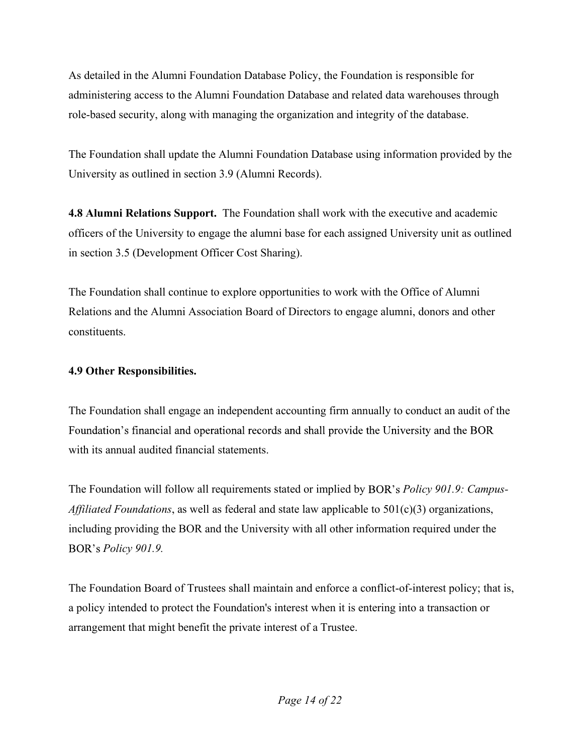As detailed in the Alumni Foundation Database Policy, the Foundation is responsible for administering access to the Alumni Foundation Database and related data warehouses through role-based security, along with managing the organization and integrity of the database.

The Foundation shall update the Alumni Foundation Database using information provided by the University as outlined in section 3.9 (Alumni Records).

**4.8 Alumni Relations Support.** The Foundation shall work with the executive and academic officers of the University to engage the alumni base for each assigned University unit as outlined in section 3.5 (Development Officer Cost Sharing).

The Foundation shall continue to explore opportunities to work with the Office of Alumni Relations and the Alumni Association Board of Directors to engage alumni, donors and other constituents.

**4.9 Other Responsibilities.**

The Foundation shall engage an independent accounting firm annually to conduct an audit of the Foundation's financial and operational records and shall provide the University and the BOR with its annual audited financial statements.

The Foundation will follow all requirements stated or implied by BOR's *Policy 901.9: Campus-Affiliated Foundations*, as well as federal and state law applicable to 501(c)(3) organizations, including providing the BOR and the University with all other information required under the BOR's *Policy 901.9.*

The Foundation Board of Trustees shall maintain and enforce a conflict-of-interest policy; that is, a policy intended to protect the Foundation's interest when it is entering into a transaction or arrangement that might benefit the private interest of a Trustee.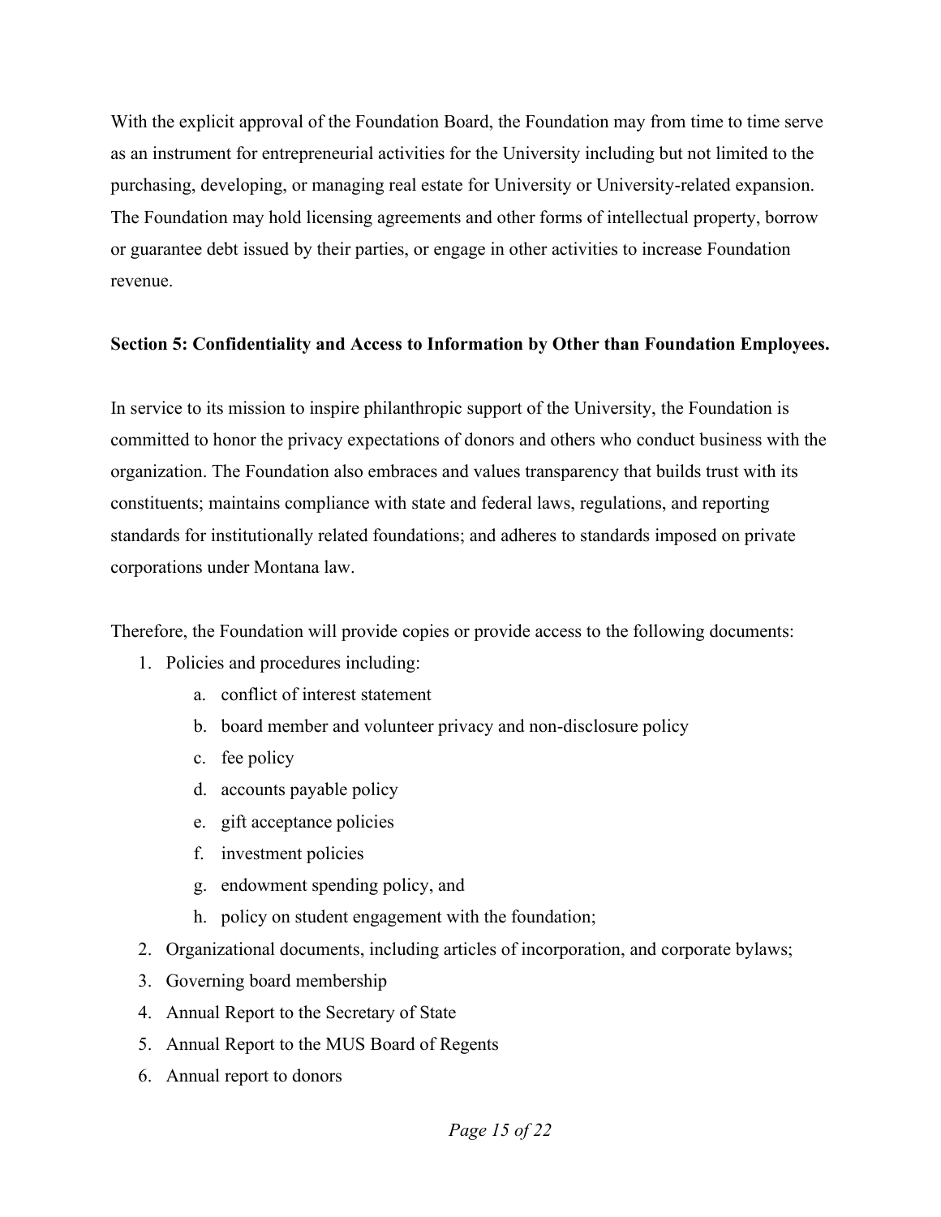With the explicit approval of the Foundation Board, the Foundation may from time to time serve as an instrument for entrepreneurial activities for the University including but not limited to the purchasing, developing, or managing real estate for University or University-related expansion. The Foundation may hold licensing agreements and other forms of intellectual property, borrow or guarantee debt issued by their parties, or engage in other activities to increase Foundation revenue.

**Section 5: Confidentiality and Access to Information by Other than Foundation Employees.**

In service to its mission to inspire philanthropic support of the University, the Foundation is committed to honor the privacy expectations of donors and others who conduct business with the organization. The Foundation also embraces and values transparency that builds trust with its constituents; maintains compliance with state and federal laws, regulations, and reporting standards for institutionally related foundations; and adheres to standards imposed on private corporations under Montana law.

Therefore, the Foundation will provide copies or provide access to the following documents:

1. Policies and procedures including:
    a. conflict of interest statement
    b. board member and volunteer privacy and non-disclosure policy
    c. fee policy
    d. accounts payable policy
    e. gift acceptance policies
    f. investment policies
    g. endowment spending policy, and
    h. policy on student engagement with the foundation;
2. Organizational documents, including articles of incorporation, and corporate bylaws;
3. Governing board membership
4. Annual Report to the Secretary of State
5. Annual Report to the MUS Board of Regents
6. Annual report to donors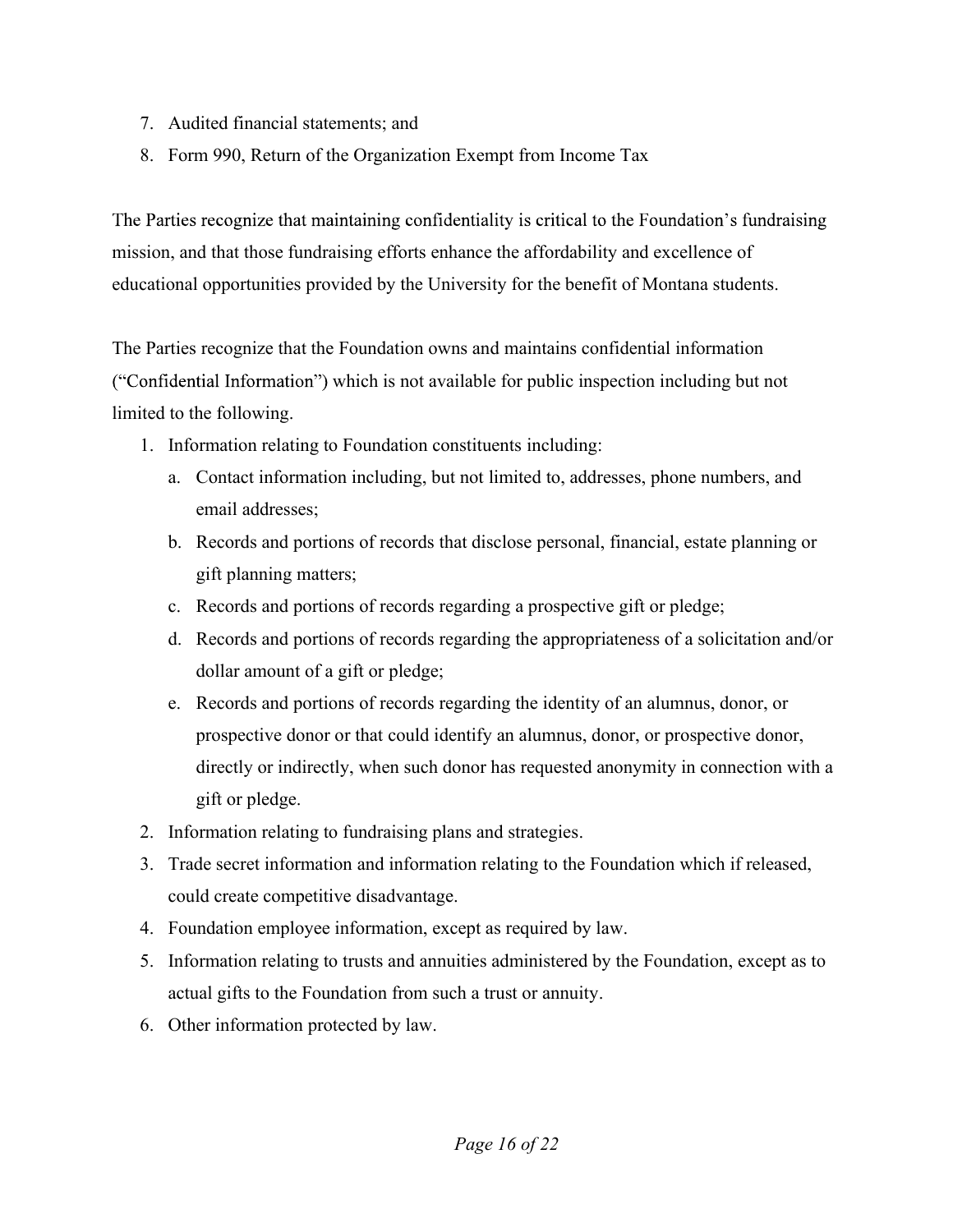7. Audited financial statements; and
8. Form 990, Return of the Organization Exempt from Income Tax

The Parties recognize that maintaining confidentiality is critical to the Foundation's fundraising mission, and that those fundraising efforts enhance the affordability and excellence of educational opportunities provided by the University for the benefit of Montana students.

The Parties recognize that the Foundation owns and maintains confidential information ("Confidential Information") which is not available for public inspection including but not limited to the following.

1. Information relating to Foundation constituents including:
   a. Contact information including, but not limited to, addresses, phone numbers, and email addresses;
   b. Records and portions of records that disclose personal, financial, estate planning or gift planning matters;
   c. Records and portions of records regarding a prospective gift or pledge;
   d. Records and portions of records regarding the appropriateness of a solicitation and/or dollar amount of a gift or pledge;
   e. Records and portions of records regarding the identity of an alumnus, donor, or prospective donor or that could identify an alumnus, donor, or prospective donor, directly or indirectly, when such donor has requested anonymity in connection with a gift or pledge.
2. Information relating to fundraising plans and strategies.
3. Trade secret information and information relating to the Foundation which if released, could create competitive disadvantage.
4. Foundation employee information, except as required by law.
5. Information relating to trusts and annuities administered by the Foundation, except as to actual gifts to the Foundation from such a trust or annuity.
6. Other information protected by law.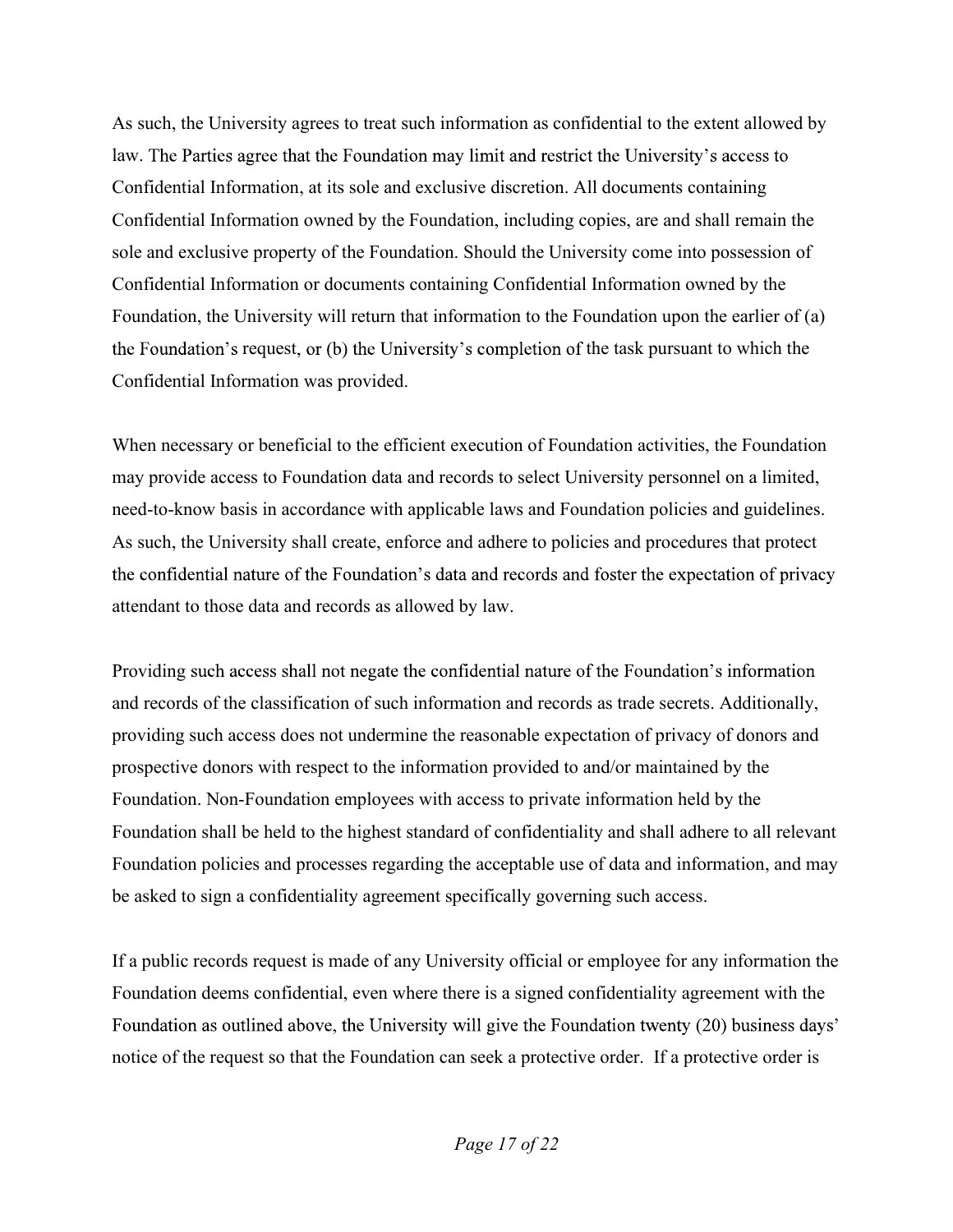As such, the University agrees to treat such information as confidential to the extent allowed by law. The Parties agree that the Foundation may limit and restrict the University's access to Confidential Information, at its sole and exclusive discretion. All documents containing Confidential Information owned by the Foundation, including copies, are and shall remain the sole and exclusive property of the Foundation. Should the University come into possession of Confidential Information or documents containing Confidential Information owned by the Foundation, the University will return that information to the Foundation upon the earlier of (a) the Foundation's request, or (b) the University's completion of the task pursuant to which the Confidential Information was provided.

When necessary or beneficial to the efficient execution of Foundation activities, the Foundation may provide access to Foundation data and records to select University personnel on a limited, need-to-know basis in accordance with applicable laws and Foundation policies and guidelines. As such, the University shall create, enforce and adhere to policies and procedures that protect the confidential nature of the Foundation's data and records and foster the expectation of privacy attendant to those data and records as allowed by law.

Providing such access shall not negate the confidential nature of the Foundation's information and records of the classification of such information and records as trade secrets. Additionally, providing such access does not undermine the reasonable expectation of privacy of donors and prospective donors with respect to the information provided to and/or maintained by the Foundation. Non-Foundation employees with access to private information held by the Foundation shall be held to the highest standard of confidentiality and shall adhere to all relevant Foundation policies and processes regarding the acceptable use of data and information, and may be asked to sign a confidentiality agreement specifically governing such access.

If a public records request is made of any University official or employee for any information the Foundation deems confidential, even where there is a signed confidentiality agreement with the Foundation as outlined above, the University will give the Foundation twenty (20) business days' notice of the request so that the Foundation can seek a protective order. If a protective order is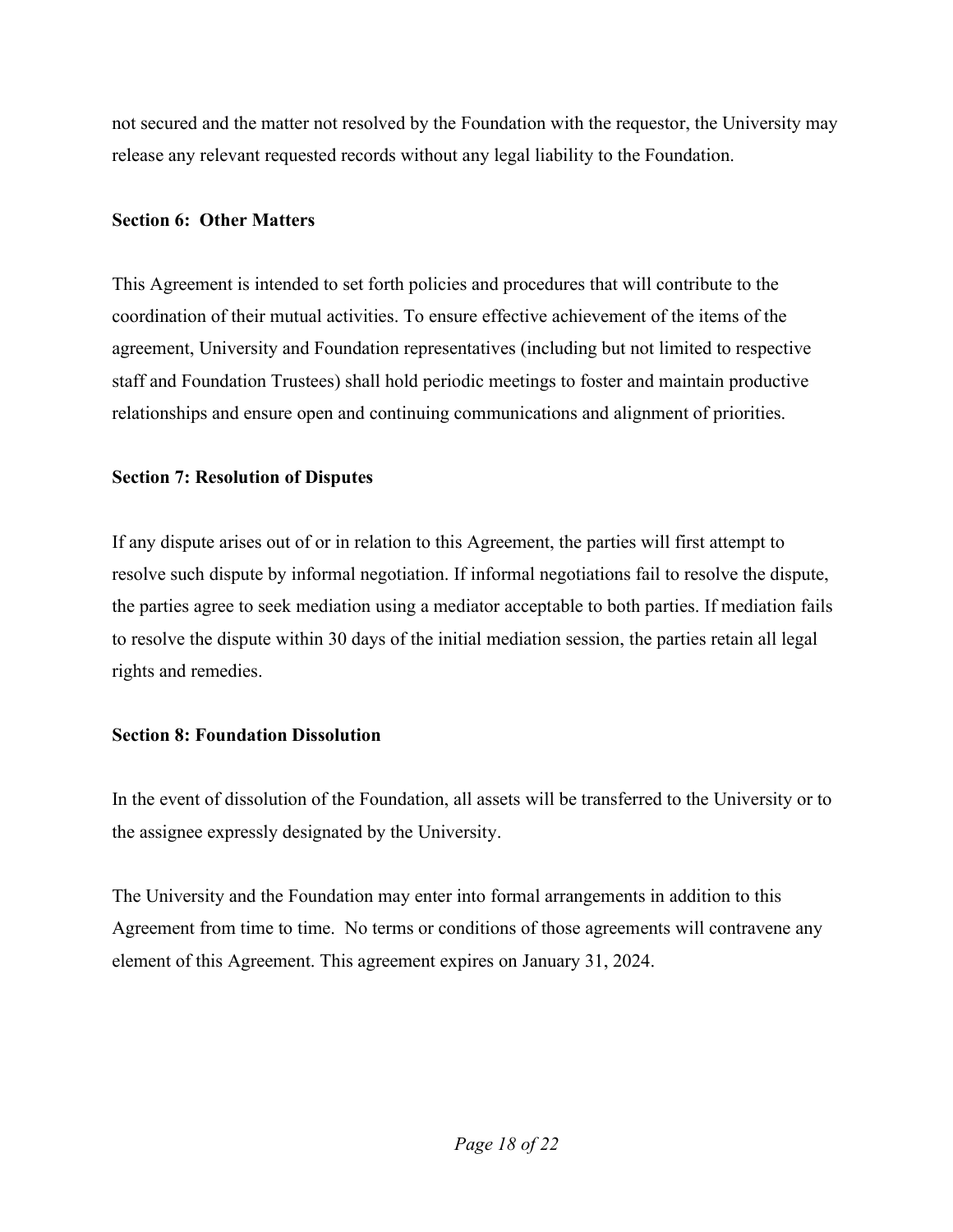not secured and the matter not resolved by the Foundation with the requestor, the University may release any relevant requested records without any legal liability to the Foundation.

**Section 6: Other Matters**

This Agreement is intended to set forth policies and procedures that will contribute to the coordination of their mutual activities. To ensure effective achievement of the items of the agreement, University and Foundation representatives (including but not limited to respective staff and Foundation Trustees) shall hold periodic meetings to foster and maintain productive relationships and ensure open and continuing communications and alignment of priorities.

**Section 7: Resolution of Disputes**

If any dispute arises out of or in relation to this Agreement, the parties will first attempt to resolve such dispute by informal negotiation. If informal negotiations fail to resolve the dispute, the parties agree to seek mediation using a mediator acceptable to both parties. If mediation fails to resolve the dispute within 30 days of the initial mediation session, the parties retain all legal rights and remedies.

**Section 8: Foundation Dissolution**

In the event of dissolution of the Foundation, all assets will be transferred to the University or to the assignee expressly designated by the University.

The University and the Foundation may enter into formal arrangements in addition to this Agreement from time to time. No terms or conditions of those agreements will contravene any element of this Agreement. This agreement expires on January 31, 2024.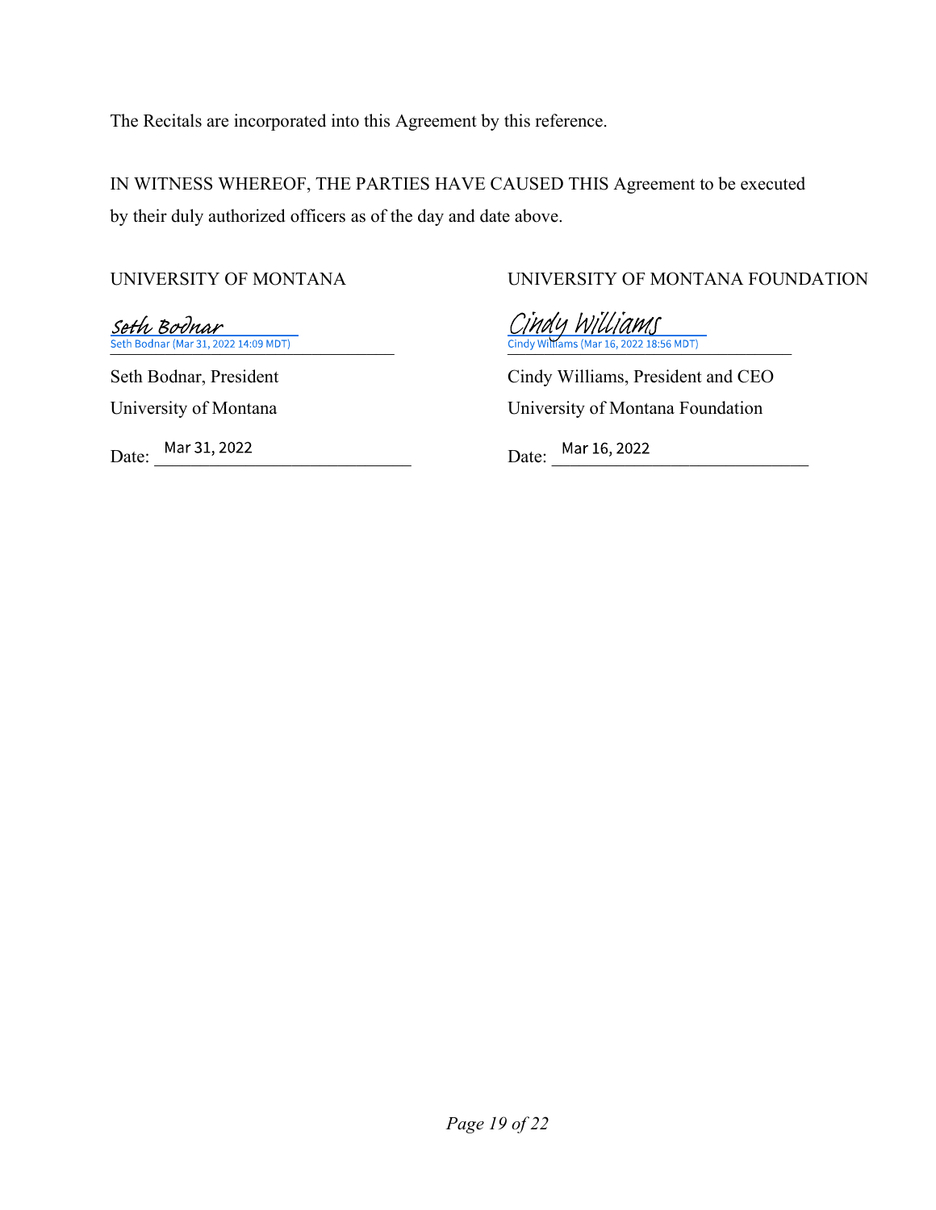The Recitals are incorporated into this Agreement by this reference.

IN WITNESS WHEREOF, THE PARTIES HAVE CAUSED THIS Agreement to be executed by their duly authorized officers as of the day and date above.

UNIVERSITY OF MONTANA

Seth Bodnar
Seth Bodnar (Mar 31, 2022 14:09 MDT)

Seth Bodnar, President
University of Montana

Date: Mar 31, 2022

UNIVERSITY OF MONTANA FOUNDATION

Cindy Williams
Cindy Williams (Mar 16, 2022 18:56 MDT)

Cindy Williams, President and CEO
University of Montana Foundation

Date: Mar 16, 2022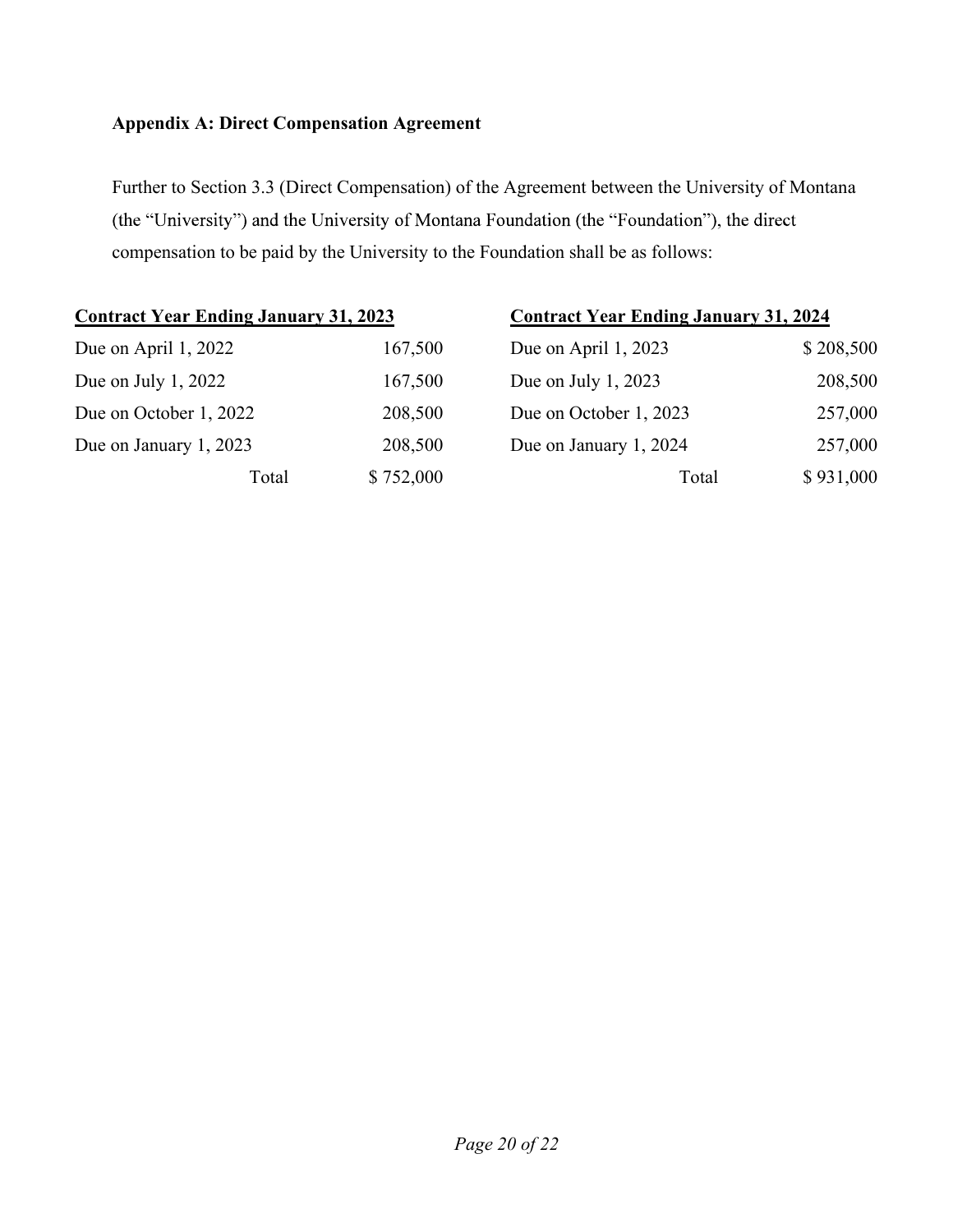### Appendix A: Direct Compensation Agreement

Further to Section 3.3 (Direct Compensation) of the Agreement between the University of Montana (the "University") and the University of Montana Foundation (the "Foundation"), the direct compensation to be paid by the University to the Foundation shall be as follows:

| **Contract Year Ending January 31, 2023** | |
|---|---|
| Due on April 1, 2022 | 167,500 |
| Due on July 1, 2022 | 167,500 |
| Due on October 1, 2022 | 208,500 |
| Due on January 1, 2023 | 208,500 |
| Total | $ 752,000 |

| **Contract Year Ending January 31, 2024** | |
|---|---|
| Due on April 1, 2023 | $ 208,500 |
| Due on July 1, 2023 | 208,500 |
| Due on October 1, 2023 | 257,000 |
| Due on January 1, 2024 | 257,000 |
| Total | $ 931,000 |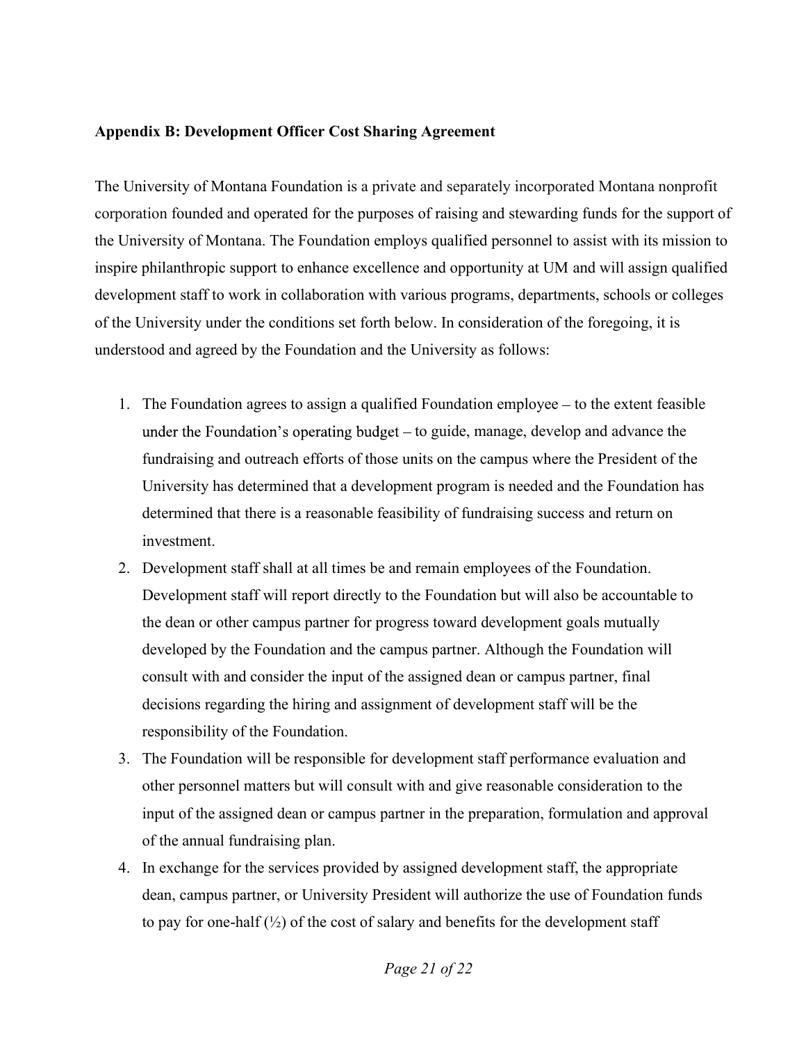**Appendix B: Development Officer Cost Sharing Agreement**

The University of Montana Foundation is a private and separately incorporated Montana nonprofit corporation founded and operated for the purposes of raising and stewarding funds for the support of the University of Montana. The Foundation employs qualified personnel to assist with its mission to inspire philanthropic support to enhance excellence and opportunity at UM and will assign qualified development staff to work in collaboration with various programs, departments, schools or colleges of the University under the conditions set forth below. In consideration of the foregoing, it is understood and agreed by the Foundation and the University as follows:

1. The Foundation agrees to assign a qualified Foundation employee – to the extent feasible under the Foundation's operating budget – to guide, manage, develop and advance the fundraising and outreach efforts of those units on the campus where the President of the University has determined that a development program is needed and the Foundation has determined that there is a reasonable feasibility of fundraising success and return on investment.
2. Development staff shall at all times be and remain employees of the Foundation. Development staff will report directly to the Foundation but will also be accountable to the dean or other campus partner for progress toward development goals mutually developed by the Foundation and the campus partner. Although the Foundation will consult with and consider the input of the assigned dean or campus partner, final decisions regarding the hiring and assignment of development staff will be the responsibility of the Foundation.
3. The Foundation will be responsible for development staff performance evaluation and other personnel matters but will consult with and give reasonable consideration to the input of the assigned dean or campus partner in the preparation, formulation and approval of the annual fundraising plan.
4. In exchange for the services provided by assigned development staff, the appropriate dean, campus partner, or University President will authorize the use of Foundation funds to pay for one-half (½) of the cost of salary and benefits for the development staff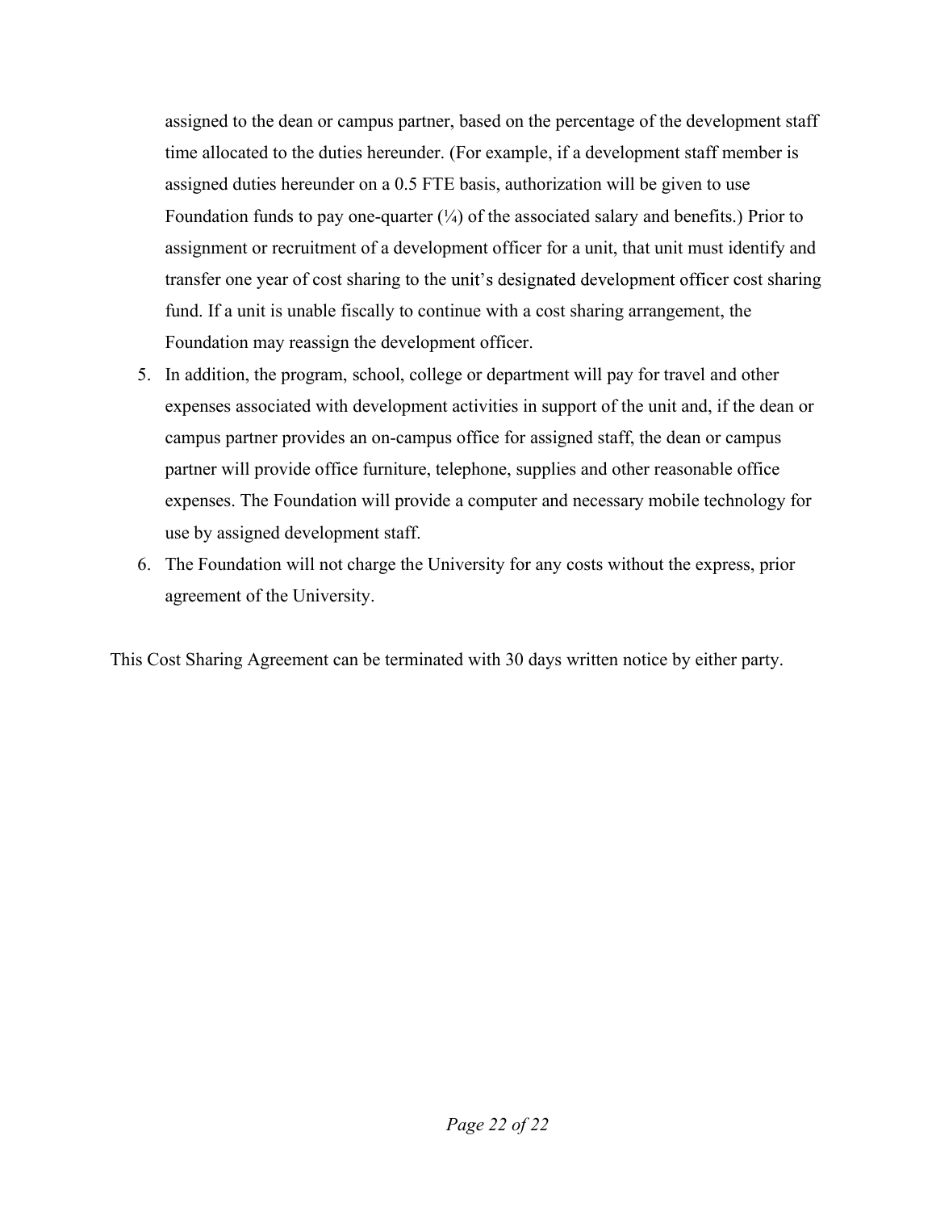assigned to the dean or campus partner, based on the percentage of the development staff time allocated to the duties hereunder. (For example, if a development staff member is assigned duties hereunder on a 0.5 FTE basis, authorization will be given to use Foundation funds to pay one-quarter (¼) of the associated salary and benefits.) Prior to assignment or recruitment of a development officer for a unit, that unit must identify and transfer one year of cost sharing to the unit's designated development officer cost sharing fund. If a unit is unable fiscally to continue with a cost sharing arrangement, the Foundation may reassign the development officer.

5. In addition, the program, school, college or department will pay for travel and other expenses associated with development activities in support of the unit and, if the dean or campus partner provides an on-campus office for assigned staff, the dean or campus partner will provide office furniture, telephone, supplies and other reasonable office expenses. The Foundation will provide a computer and necessary mobile technology for use by assigned development staff.
6. The Foundation will not charge the University for any costs without the express, prior agreement of the University.

This Cost Sharing Agreement can be terminated with 30 days written notice by either party.